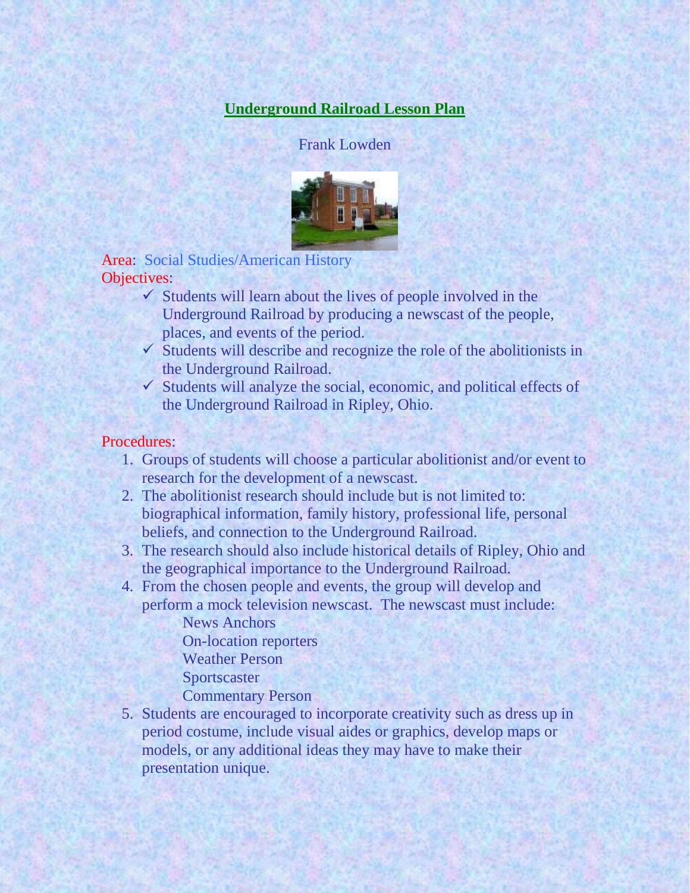# Underground Railroad Lesson Plan

Frank Lowden

Area: Social Studies/American History

Objectives:

- ✓ Students will learn about the lives of people involved in the Underground Railroad by producing a newscast of the people, places, and events of the period.
- ✓ Students will describe and recognize the role of the abolitionists in the Underground Railroad.
- ✓ Students will analyze the social, economic, and political effects of the Underground Railroad in Ripley, Ohio.

Procedures:

1. Groups of students will choose a particular abolitionist and/or event to research for the development of a newscast.
2. The abolitionist research should include but is not limited to: biographical information, family history, professional life, personal beliefs, and connection to the Underground Railroad.
3. The research should also include historical details of Ripley, Ohio and the geographical importance to the Underground Railroad.
4. From the chosen people and events, the group will develop and perform a mock television newscast. The newscast must include:
   - News Anchors
   - On-location reporters
   - Weather Person
   - Sportscaster
   - Commentary Person
5. Students are encouraged to incorporate creativity such as dress up in period costume, include visual aides or graphics, develop maps or models, or any additional ideas they may have to make their presentation unique.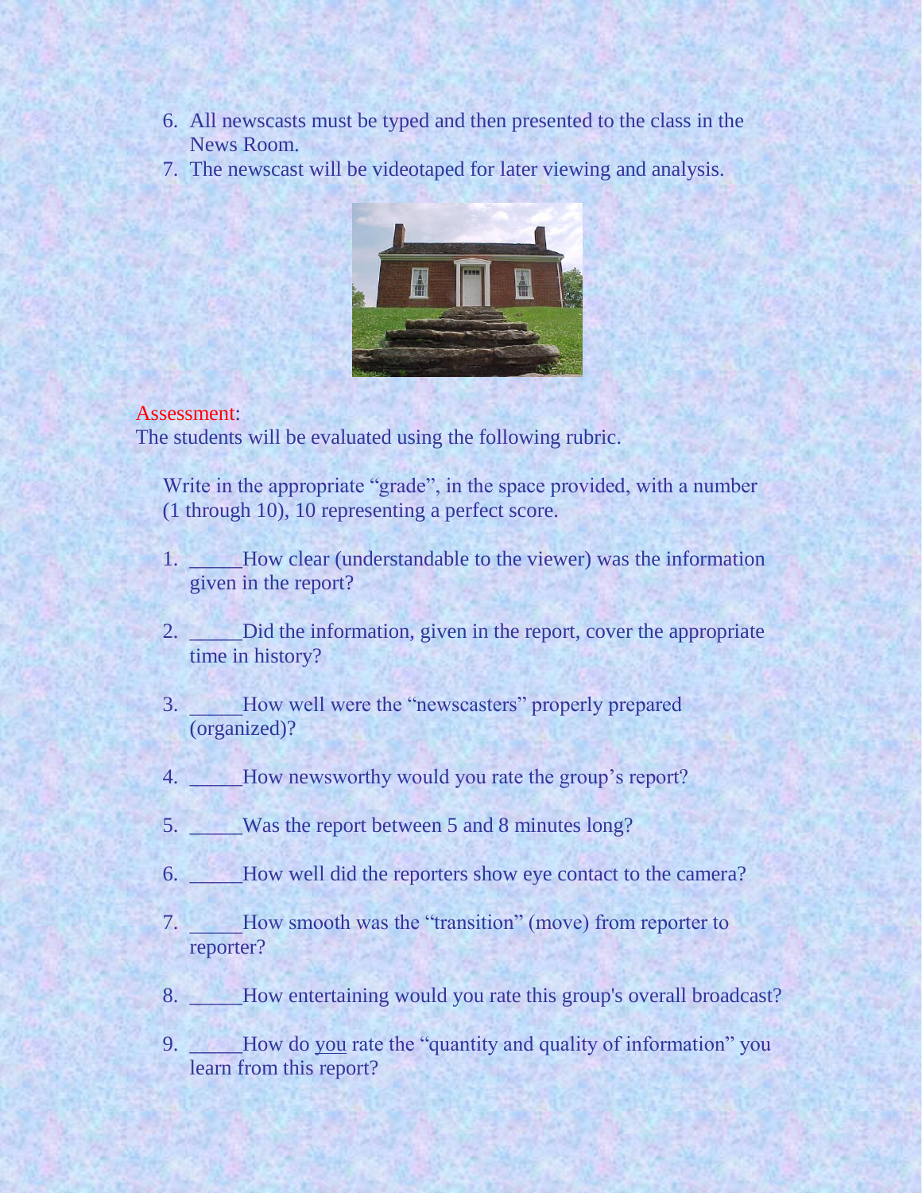6. All newscasts must be typed and then presented to the class in the News Room.
7. The newscast will be videotaped for later viewing and analysis.

Assessment:

The students will be evaluated using the following rubric.

Write in the appropriate "grade", in the space provided, with a number (1 through 10), 10 representing a perfect score.

1. _____How clear (understandable to the viewer) was the information given in the report?
2. _____Did the information, given in the report, cover the appropriate time in history?
3. _____How well were the "newscasters" properly prepared (organized)?
4. _____How newsworthy would you rate the group's report?
5. _____Was the report between 5 and 8 minutes long?
6. _____How well did the reporters show eye contact to the camera?
7. _____How smooth was the "transition" (move) from reporter to reporter?
8. _____How entertaining would you rate this group's overall broadcast?
9. _____How do you rate the "quantity and quality of information" you learn from this report?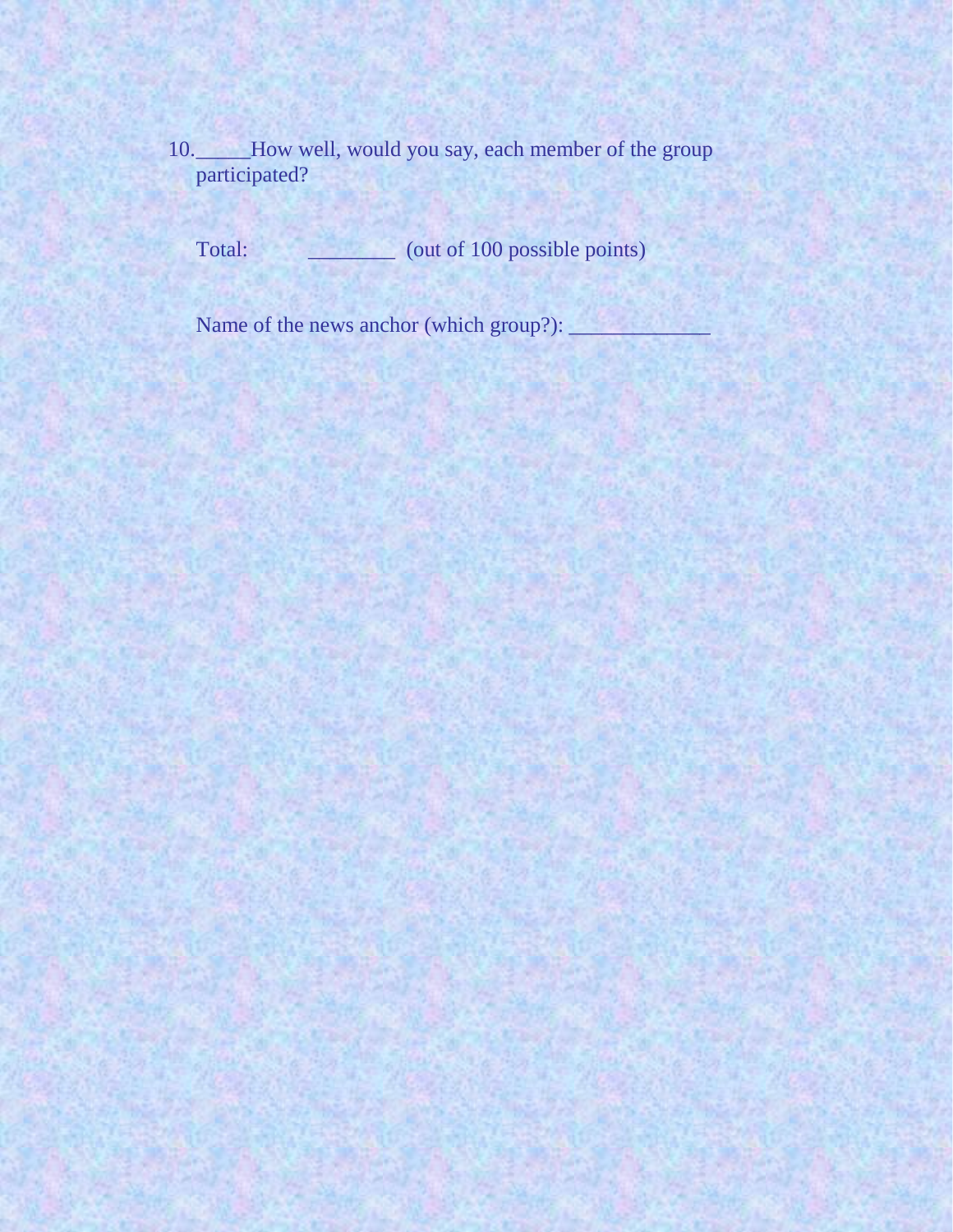10._____How well, would you say, each member of the group participated?

Total: ________ (out of 100 possible points)

Name of the news anchor (which group?): _____________